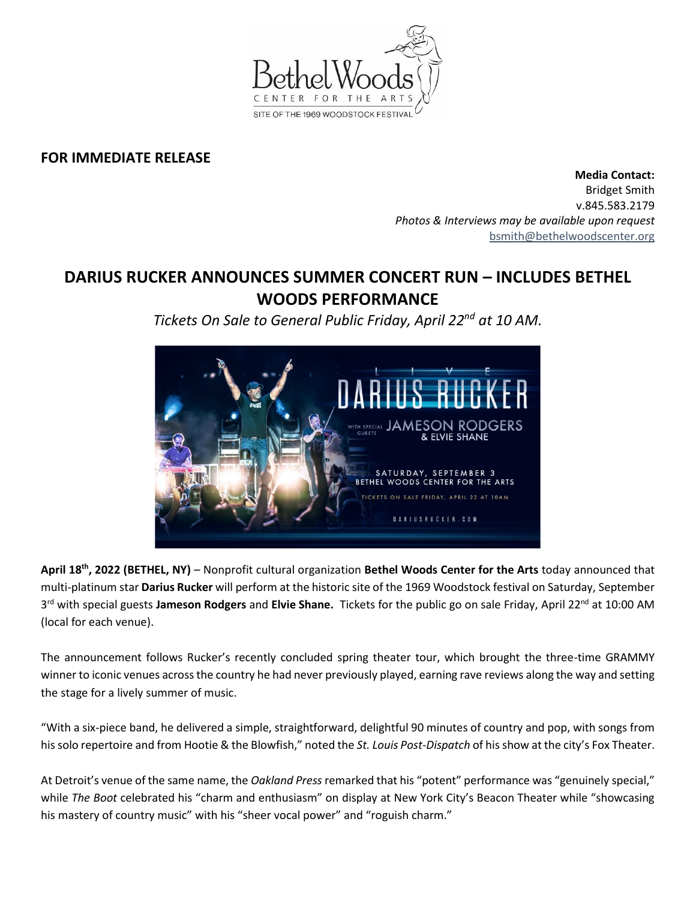**FOR IMMEDIATE RELEASE**

**Media Contact:**
Bridget Smith
v.845.583.2179
*Photos & Interviews may be available upon request*
bsmith@bethelwoodscenter.org

# DARIUS RUCKER ANNOUNCES SUMMER CONCERT RUN – INCLUDES BETHEL WOODS PERFORMANCE

*Tickets On Sale to General Public Friday, April 22nd at 10 AM.*

**April 18th, 2022 (BETHEL, NY)** – Nonprofit cultural organization **Bethel Woods Center for the Arts** today announced that multi-platinum star **Darius Rucker** will perform at the historic site of the 1969 Woodstock festival on Saturday, September 3rd with special guests **Jameson Rodgers** and **Elvie Shane.** Tickets for the public go on sale Friday, April 22nd at 10:00 AM (local for each venue).

The announcement follows Rucker's recently concluded spring theater tour, which brought the three-time GRAMMY winner to iconic venues across the country he had never previously played, earning rave reviews along the way and setting the stage for a lively summer of music.

"With a six-piece band, he delivered a simple, straightforward, delightful 90 minutes of country and pop, with songs from his solo repertoire and from Hootie & the Blowfish," noted the *St. Louis Post-Dispatch* of his show at the city's Fox Theater.

At Detroit's venue of the same name, the *Oakland Press* remarked that his "potent" performance was "genuinely special," while *The Boot* celebrated his "charm and enthusiasm" on display at New York City's Beacon Theater while "showcasing his mastery of country music" with his "sheer vocal power" and "roguish charm."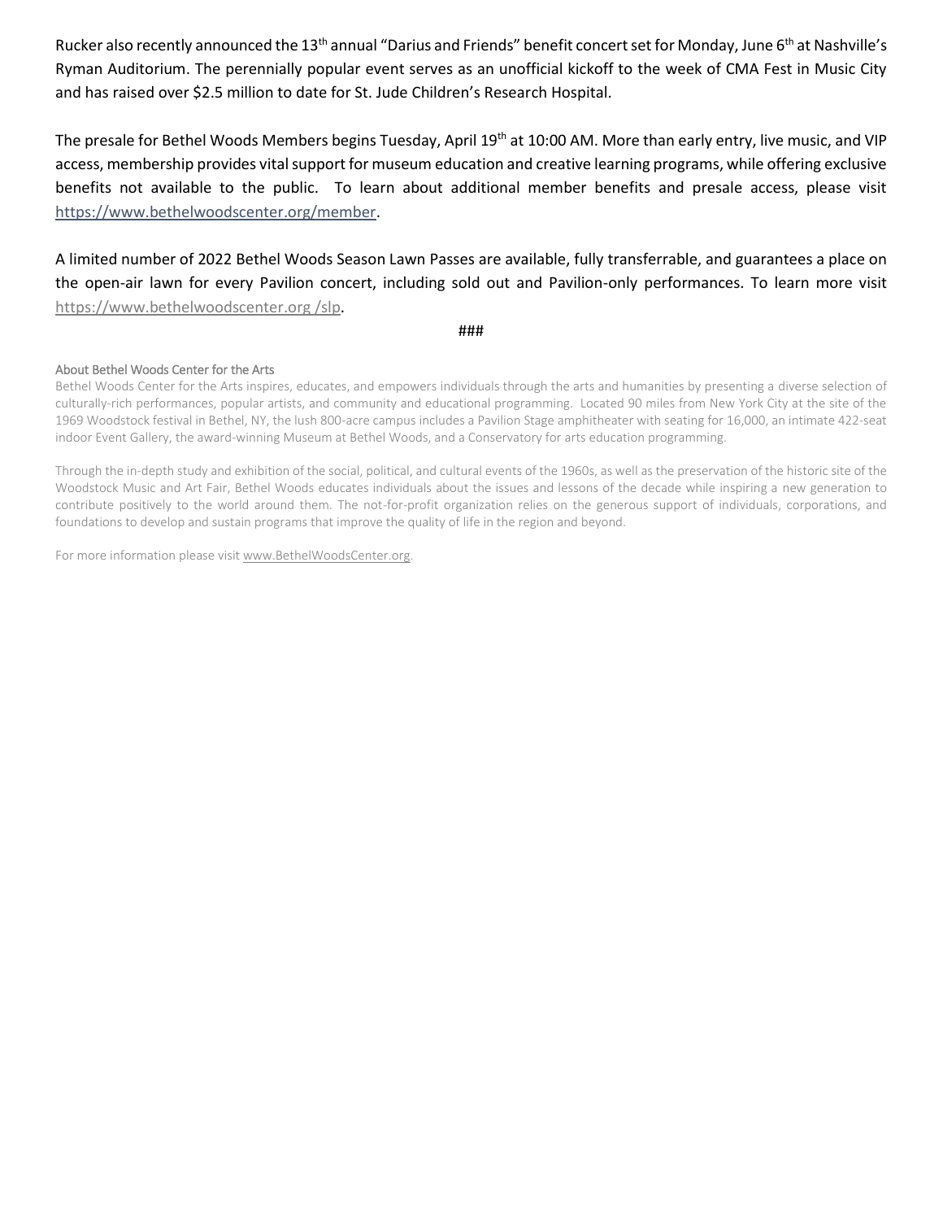Rucker also recently announced the 13th annual "Darius and Friends" benefit concert set for Monday, June 6th at Nashville's Ryman Auditorium. The perennially popular event serves as an unofficial kickoff to the week of CMA Fest in Music City and has raised over $2.5 million to date for St. Jude Children's Research Hospital.

The presale for Bethel Woods Members begins Tuesday, April 19th at 10:00 AM. More than early entry, live music, and VIP access, membership provides vital support for museum education and creative learning programs, while offering exclusive benefits not available to the public. To learn about additional member benefits and presale access, please visit https://www.bethelwoodscenter.org/member.

A limited number of 2022 Bethel Woods Season Lawn Passes are available, fully transferrable, and guarantees a place on the open-air lawn for every Pavilion concert, including sold out and Pavilion-only performances. To learn more visit https://www.bethelwoodscenter.org /slp.

###

About Bethel Woods Center for the Arts

Bethel Woods Center for the Arts inspires, educates, and empowers individuals through the arts and humanities by presenting a diverse selection of culturally-rich performances, popular artists, and community and educational programming. Located 90 miles from New York City at the site of the 1969 Woodstock festival in Bethel, NY, the lush 800-acre campus includes a Pavilion Stage amphitheater with seating for 16,000, an intimate 422-seat indoor Event Gallery, the award-winning Museum at Bethel Woods, and a Conservatory for arts education programming.

Through the in-depth study and exhibition of the social, political, and cultural events of the 1960s, as well as the preservation of the historic site of the Woodstock Music and Art Fair, Bethel Woods educates individuals about the issues and lessons of the decade while inspiring a new generation to contribute positively to the world around them. The not-for-profit organization relies on the generous support of individuals, corporations, and foundations to develop and sustain programs that improve the quality of life in the region and beyond.

For more information please visit www.BethelWoodsCenter.org.